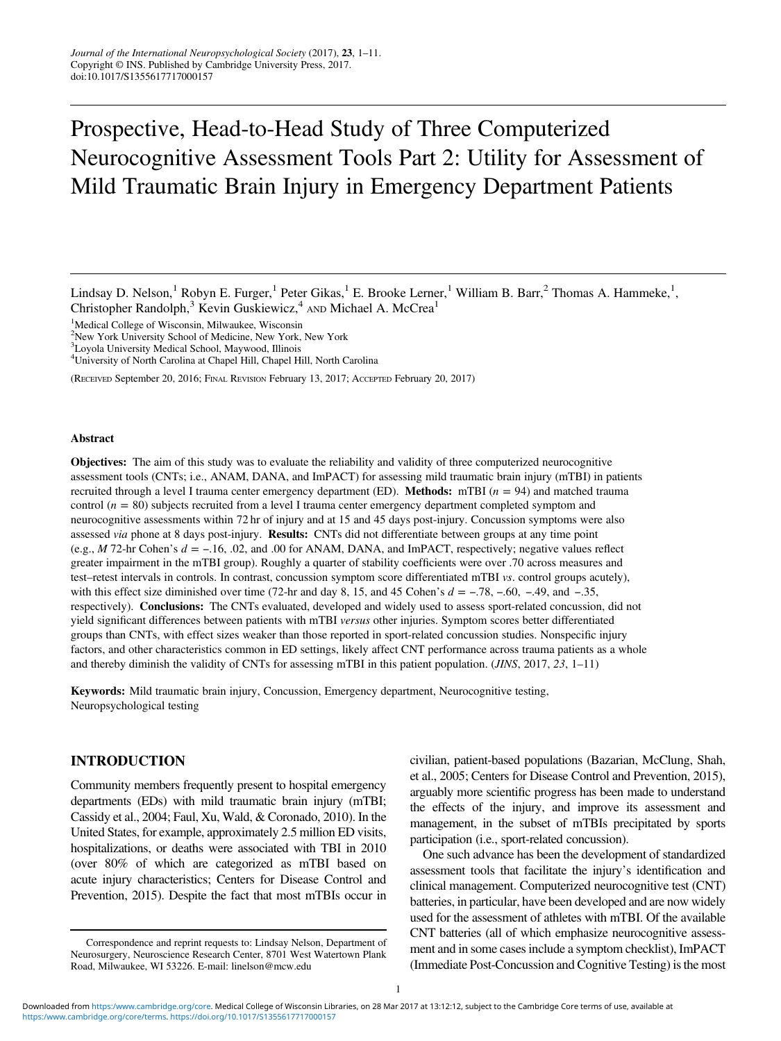# Prospective, Head-to-Head Study of Three Computerized Neurocognitive Assessment Tools Part 2: Utility for Assessment of Mild Traumatic Brain Injury in Emergency Department Patients

Lindsay D. Nelson,[1] Robyn E. Furger,[1] Peter Gikas,[1] E. Brooke Lerner,[1] William B. Barr,[2] Thomas A. Hammeke,[1], Christopher Randolph,[3] Kevin Guskiewicz,[4] AND Michael A. McCrea[1]

[1]Medical College of Wisconsin, Milwaukee, Wisconsin
[2]New York University School of Medicine, New York, New York
[3]Loyola University Medical School, Maywood, Illinois
[4]University of North Carolina at Chapel Hill, Chapel Hill, North Carolina

(RECEIVED September 20, 2016; FINAL REVISION February 13, 2017; ACCEPTED February 20, 2017)

### Abstract

**Objectives:** The aim of this study was to evaluate the reliability and validity of three computerized neurocognitive assessment tools (CNTs; i.e., ANAM, DANA, and ImPACT) for assessing mild traumatic brain injury (mTBI) in patients recruited through a level I trauma center emergency department (ED). **Methods:** mTBI ($n = 94$) and matched trauma control ($n = 80$) subjects recruited from a level I trauma center emergency department completed symptom and neurocognitive assessments within 72 hr of injury and at 15 and 45 days post-injury. Concussion symptoms were also assessed *via* phone at 8 days post-injury. **Results:** CNTs did not differentiate between groups at any time point (e.g., *M* 72-hr Cohen's $d = -.16$, .02, and .00 for ANAM, DANA, and ImPACT, respectively; negative values reflect greater impairment in the mTBI group). Roughly a quarter of stability coefficients were over .70 across measures and test–retest intervals in controls. In contrast, concussion symptom score differentiated mTBI *vs*. control groups acutely), with this effect size diminished over time (72-hr and day 8, 15, and 45 Cohen's $d = -.78$, $-.60$, $-.49$, and $-.35$, respectively). **Conclusions:** The CNTs evaluated, developed and widely used to assess sport-related concussion, did not yield significant differences between patients with mTBI *versus* other injuries. Symptom scores better differentiated groups than CNTs, with effect sizes weaker than those reported in sport-related concussion studies. Nonspecific injury factors, and other characteristics common in ED settings, likely affect CNT performance across trauma patients as a whole and thereby diminish the validity of CNTs for assessing mTBI in this patient population. (*JINS*, 2017, *23*, 1–11)

**Keywords:** Mild traumatic brain injury, Concussion, Emergency department, Neurocognitive testing, Neuropsychological testing

## INTRODUCTION

Community members frequently present to hospital emergency departments (EDs) with mild traumatic brain injury (mTBI; Cassidy et al., 2004; Faul, Xu, Wald, & Coronado, 2010). In the United States, for example, approximately 2.5 million ED visits, hospitalizations, or deaths were associated with TBI in 2010 (over 80% of which are categorized as mTBI based on acute injury characteristics; Centers for Disease Control and Prevention, 2015). Despite the fact that most mTBIs occur in civilian, patient-based populations (Bazarian, McClung, Shah, et al., 2005; Centers for Disease Control and Prevention, 2015), arguably more scientific progress has been made to understand the effects of the injury, and improve its assessment and management, in the subset of mTBIs precipitated by sports participation (i.e., sport-related concussion).

One such advance has been the development of standardized assessment tools that facilitate the injury's identification and clinical management. Computerized neurocognitive test (CNT) batteries, in particular, have been developed and are now widely used for the assessment of athletes with mTBI. Of the available CNT batteries (all of which emphasize neurocognitive assessment and in some cases include a symptom checklist), ImPACT (Immediate Post-Concussion and Cognitive Testing) is the most

Correspondence and reprint requests to: Lindsay Nelson, Department of Neurosurgery, Neuroscience Research Center, 8701 West Watertown Plank Road, Milwaukee, WI 53226. E-mail: linelson@mcw.edu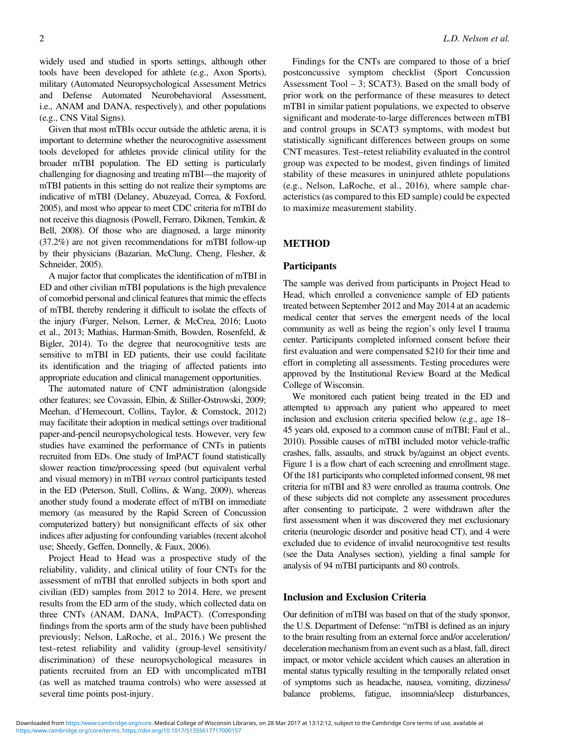widely used and studied in sports settings, although other tools have been developed for athlete (e.g., Axon Sports), military (Automated Neuropsychological Assessment Metrics and Defense Automated Neurobehavioral Assessment, i.e., ANAM and DANA, respectively), and other populations (e.g., CNS Vital Signs).

Given that most mTBIs occur outside the athletic arena, it is important to determine whether the neurocognitive assessment tools developed for athletes provide clinical utility for the broader mTBI population. The ED setting is particularly challenging for diagnosing and treating mTBI—the majority of mTBI patients in this setting do not realize their symptoms are indicative of mTBI (Delaney, Abuzeyad, Correa, & Foxford, 2005), and most who appear to meet CDC criteria for mTBI do not receive this diagnosis (Powell, Ferraro, Dikmen, Temkin, & Bell, 2008). Of those who are diagnosed, a large minority (37.2%) are not given recommendations for mTBI follow-up by their physicians (Bazarian, McClung, Cheng, Flesher, & Schneider, 2005).

A major factor that complicates the identification of mTBI in ED and other civilian mTBI populations is the high prevalence of comorbid personal and clinical features that mimic the effects of mTBI, thereby rendering it difficult to isolate the effects of the injury (Furger, Nelson, Lerner, & McCrea, 2016; Luoto et al., 2013; Mathias, Harman-Smith, Bowden, Rosenfeld, & Bigler, 2014). To the degree that neurocognitive tests are sensitive to mTBI in ED patients, their use could facilitate its identification and the triaging of affected patients into appropriate education and clinical management opportunities.

The automated nature of CNT administration (alongside other features; see Covassin, Elbin, & Stiller-Ostrowski, 2009; Meehan, d'Hemecourt, Collins, Taylor, & Comstock, 2012) may facilitate their adoption in medical settings over traditional paper-and-pencil neuropsychological tests. However, very few studies have examined the performance of CNTs in patients recruited from EDs. One study of ImPACT found statistically slower reaction time/processing speed (but equivalent verbal and visual memory) in mTBI *versus* control participants tested in the ED (Peterson, Stull, Collins, & Wang, 2009), whereas another study found a moderate effect of mTBI on immediate memory (as measured by the Rapid Screen of Concussion computerized battery) but nonsignificant effects of six other indices after adjusting for confounding variables (recent alcohol use; Sheedy, Geffen, Donnelly, & Faux, 2006).

Project Head to Head was a prospective study of the reliability, validity, and clinical utility of four CNTs for the assessment of mTBI that enrolled subjects in both sport and civilian (ED) samples from 2012 to 2014. Here, we present results from the ED arm of the study, which collected data on three CNTs (ANAM, DANA, ImPACT). (Corresponding findings from the sports arm of the study have been published previously; Nelson, LaRoche, et al., 2016.) We present the test–retest reliability and validity (group-level sensitivity/discrimination) of these neuropsychological measures in patients recruited from an ED with uncomplicated mTBI (as well as matched trauma controls) who were assessed at several time points post-injury.

Findings for the CNTs are compared to those of a brief postconcussive symptom checklist (Sport Concussion Assessment Tool – 3; SCAT3). Based on the small body of prior work on the performance of these measures to detect mTBI in similar patient populations, we expected to observe significant and moderate-to-large differences between mTBI and control groups in SCAT3 symptoms, with modest but statistically significant differences between groups on some CNT measures. Test–retest reliability evaluated in the control group was expected to be modest, given findings of limited stability of these measures in uninjured athlete populations (e.g., Nelson, LaRoche, et al., 2016), where sample characteristics (as compared to this ED sample) could be expected to maximize measurement stability.

## METHOD

### Participants

The sample was derived from participants in Project Head to Head, which enrolled a convenience sample of ED patients treated between September 2012 and May 2014 at an academic medical center that serves the emergent needs of the local community as well as being the region's only level I trauma center. Participants completed informed consent before their first evaluation and were compensated $210 for their time and effort in completing all assessments. Testing procedures were approved by the Institutional Review Board at the Medical College of Wisconsin.

We monitored each patient being treated in the ED and attempted to approach any patient who appeared to meet inclusion and exclusion criteria specified below (e.g., age 18–45 years old, exposed to a common cause of mTBI; Faul et al., 2010). Possible causes of mTBI included motor vehicle-traffic crashes, falls, assaults, and struck by/against an object events. Figure 1 is a flow chart of each screening and enrollment stage. Of the 181 participants who completed informed consent, 98 met criteria for mTBI and 83 were enrolled as trauma controls. One of these subjects did not complete any assessment procedures after consenting to participate, 2 were withdrawn after the first assessment when it was discovered they met exclusionary criteria (neurologic disorder and positive head CT), and 4 were excluded due to evidence of invalid neurocognitive test results (see the Data Analyses section), yielding a final sample for analysis of 94 mTBI participants and 80 controls.

### Inclusion and Exclusion Criteria

Our definition of mTBI was based on that of the study sponsor, the U.S. Department of Defense: "mTBI is defined as an injury to the brain resulting from an external force and/or acceleration/deceleration mechanism from an event such as a blast, fall, direct impact, or motor vehicle accident which causes an alteration in mental status typically resulting in the temporally related onset of symptoms such as headache, nausea, vomiting, dizziness/balance problems, fatigue, insomnia/sleep disturbances,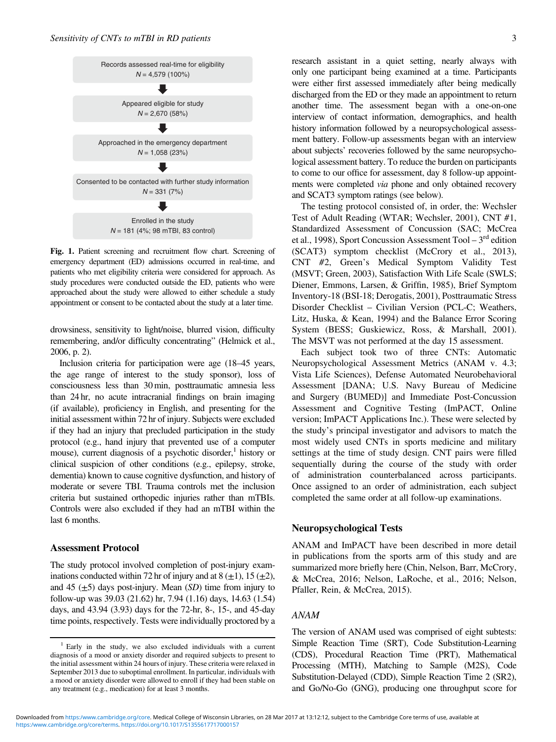Records assessed real-time for eligibility
$N = 4{,}579$ (100%)

Appeared eligible for study
$N = 2{,}670$ (58%)

Approached in the emergency department
$N = 1{,}058$ (23%)

Consented to be contacted with further study information
$N = 331$ (7%)

Enrolled in the study
$N = 181$ (4%; 98 mTBI, 83 control)

**Fig. 1.** Patient screening and recruitment flow chart. Screening of emergency department (ED) admissions occurred in real-time, and patients who met eligibility criteria were considered for approach. As study procedures were conducted outside the ED, patients who were approached about the study were allowed to either schedule a study appointment or consent to be contacted about the study at a later time.

drowsiness, sensitivity to light/noise, blurred vision, difficulty remembering, and/or difficulty concentrating" (Helmick et al., 2006, p. 2).

Inclusion criteria for participation were age (18–45 years, the age range of interest to the study sponsor), loss of consciousness less than 30 min, posttraumatic amnesia less than 24 hr, no acute intracranial findings on brain imaging (if available), proficiency in English, and presenting for the initial assessment within 72 hr of injury. Subjects were excluded if they had an injury that precluded participation in the study protocol (e.g., hand injury that prevented use of a computer mouse), current diagnosis of a psychotic disorder,[1] history or clinical suspicion of other conditions (e.g., epilepsy, stroke, dementia) known to cause cognitive dysfunction, and history of moderate or severe TBI. Trauma controls met the inclusion criteria but sustained orthopedic injuries rather than mTBIs. Controls were also excluded if they had an mTBI within the last 6 months.

## Assessment Protocol

The study protocol involved completion of post-injury examinations conducted within 72 hr of injury and at 8 (±1), 15 (±2), and 45 (±5) days post-injury. Mean (*SD*) time from injury to follow-up was 39.03 (21.62) hr, 7.94 (1.16) days, 14.63 (1.54) days, and 43.94 (3.93) days for the 72-hr, 8-, 15-, and 45-day time points, respectively. Tests were individually proctored by a research assistant in a quiet setting, nearly always with only one participant being examined at a time. Participants were either first assessed immediately after being medically discharged from the ED or they made an appointment to return another time. The assessment began with a one-on-one interview of contact information, demographics, and health history information followed by a neuropsychological assessment battery. Follow-up assessments began with an interview about subjects' recoveries followed by the same neuropsychological assessment battery. To reduce the burden on participants to come to our office for assessment, day 8 follow-up appointments were completed *via* phone and only obtained recovery and SCAT3 symptom ratings (see below).

The testing protocol consisted of, in order, the: Wechsler Test of Adult Reading (WTAR; Wechsler, 2001), CNT #1, Standardized Assessment of Concussion (SAC; McCrea et al., 1998), Sport Concussion Assessment Tool – 3rd edition (SCAT3) symptom checklist (McCrory et al., 2013), CNT #2, Green's Medical Symptom Validity Test (MSVT; Green, 2003), Satisfaction With Life Scale (SWLS; Diener, Emmons, Larsen, & Griffin, 1985), Brief Symptom Inventory-18 (BSI-18; Derogatis, 2001), Posttraumatic Stress Disorder Checklist – Civilian Version (PCL-C; Weathers, Litz, Huska, & Kean, 1994) and the Balance Error Scoring System (BESS; Guskiewicz, Ross, & Marshall, 2001). The MSVT was not performed at the day 15 assessment.

Each subject took two of three CNTs: Automatic Neuropsychological Assessment Metrics (ANAM v. 4.3; Vista Life Sciences), Defense Automated Neurobehavioral Assessment [DANA; U.S. Navy Bureau of Medicine and Surgery (BUMED)] and Immediate Post-Concussion Assessment and Cognitive Testing (ImPACT, Online version; ImPACT Applications Inc.). These were selected by the study's principal investigator and advisors to match the most widely used CNTs in sports medicine and military settings at the time of study design. CNT pairs were filled sequentially during the course of the study with order of administration counterbalanced across participants. Once assigned to an order of administration, each subject completed the same order at all follow-up examinations.

## Neuropsychological Tests

ANAM and ImPACT have been described in more detail in publications from the sports arm of this study and are summarized more briefly here (Chin, Nelson, Barr, McCrory, & McCrea, 2016; Nelson, LaRoche, et al., 2016; Nelson, Pfaller, Rein, & McCrea, 2015).

### *ANAM*

The version of ANAM used was comprised of eight subtests: Simple Reaction Time (SRT), Code Substitution-Learning (CDS), Procedural Reaction Time (PRT), Mathematical Processing (MTH), Matching to Sample (M2S), Code Substitution-Delayed (CDD), Simple Reaction Time 2 (SR2), and Go/No-Go (GNG), producing one throughput score for

---

[1] Early in the study, we also excluded individuals with a current diagnosis of a mood or anxiety disorder and required subjects to present to the initial assessment within 24 hours of injury. These criteria were relaxed in September 2013 due to suboptimal enrollment. In particular, individuals with a mood or anxiety disorder were allowed to enroll if they had been stable on any treatment (e.g., medication) for at least 3 months.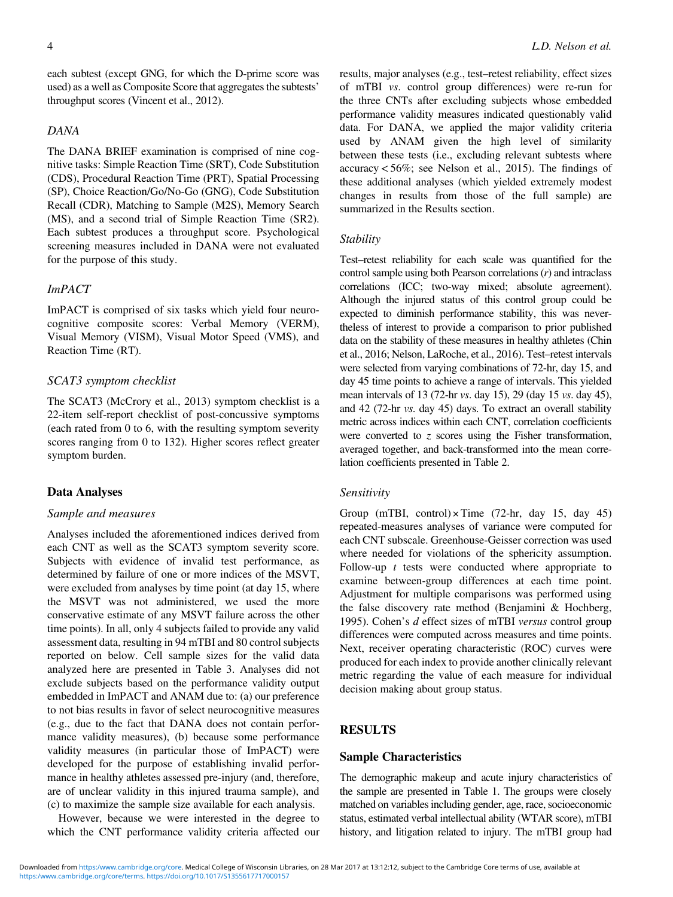each subtest (except GNG, for which the D-prime score was used) as a well as Composite Score that aggregates the subtests' throughput scores (Vincent et al., 2012).

### *DANA*

The DANA BRIEF examination is comprised of nine cognitive tasks: Simple Reaction Time (SRT), Code Substitution (CDS), Procedural Reaction Time (PRT), Spatial Processing (SP), Choice Reaction/Go/No-Go (GNG), Code Substitution Recall (CDR), Matching to Sample (M2S), Memory Search (MS), and a second trial of Simple Reaction Time (SR2). Each subtest produces a throughput score. Psychological screening measures included in DANA were not evaluated for the purpose of this study.

### *ImPACT*

ImPACT is comprised of six tasks which yield four neurocognitive composite scores: Verbal Memory (VERM), Visual Memory (VISM), Visual Motor Speed (VMS), and Reaction Time (RT).

### *SCAT3 symptom checklist*

The SCAT3 (McCrory et al., 2013) symptom checklist is a 22-item self-report checklist of post-concussive symptoms (each rated from 0 to 6, with the resulting symptom severity scores ranging from 0 to 132). Higher scores reflect greater symptom burden.

## Data Analyses

### *Sample and measures*

Analyses included the aforementioned indices derived from each CNT as well as the SCAT3 symptom severity score. Subjects with evidence of invalid test performance, as determined by failure of one or more indices of the MSVT, were excluded from analyses by time point (at day 15, where the MSVT was not administered, we used the more conservative estimate of any MSVT failure across the other time points). In all, only 4 subjects failed to provide any valid assessment data, resulting in 94 mTBI and 80 control subjects reported on below. Cell sample sizes for the valid data analyzed here are presented in Table 3. Analyses did not exclude subjects based on the performance validity output embedded in ImPACT and ANAM due to: (a) our preference to not bias results in favor of select neurocognitive measures (e.g., due to the fact that DANA does not contain performance validity measures), (b) because some performance validity measures (in particular those of ImPACT) were developed for the purpose of establishing invalid performance in healthy athletes assessed pre-injury (and, therefore, are of unclear validity in this injured trauma sample), and (c) to maximize the sample size available for each analysis.

However, because we were interested in the degree to which the CNT performance validity criteria affected our results, major analyses (e.g., test–retest reliability, effect sizes of mTBI *vs*. control group differences) were re-run for the three CNTs after excluding subjects whose embedded performance validity measures indicated questionably valid data. For DANA, we applied the major validity criteria used by ANAM given the high level of similarity between these tests (i.e., excluding relevant subtests where accuracy < 56%; see Nelson et al., 2015). The findings of these additional analyses (which yielded extremely modest changes in results from those of the full sample) are summarized in the Results section.

### *Stability*

Test–retest reliability for each scale was quantified for the control sample using both Pearson correlations (*r*) and intraclass correlations (ICC; two-way mixed; absolute agreement). Although the injured status of this control group could be expected to diminish performance stability, this was nevertheless of interest to provide a comparison to prior published data on the stability of these measures in healthy athletes (Chin et al., 2016; Nelson, LaRoche, et al., 2016). Test–retest intervals were selected from varying combinations of 72-hr, day 15, and day 45 time points to achieve a range of intervals. This yielded mean intervals of 13 (72-hr *vs*. day 15), 29 (day 15 *vs*. day 45), and 42 (72-hr *vs.* day 45) days. To extract an overall stability metric across indices within each CNT, correlation coefficients were converted to *z* scores using the Fisher transformation, averaged together, and back-transformed into the mean correlation coefficients presented in Table 2.

### *Sensitivity*

Group (mTBI, control) × Time (72-hr, day 15, day 45) repeated-measures analyses of variance were computed for each CNT subscale. Greenhouse-Geisser correction was used where needed for violations of the sphericity assumption. Follow-up *t* tests were conducted where appropriate to examine between-group differences at each time point. Adjustment for multiple comparisons was performed using the false discovery rate method (Benjamini & Hochberg, 1995). Cohen's *d* effect sizes of mTBI *versus* control group differences were computed across measures and time points. Next, receiver operating characteristic (ROC) curves were produced for each index to provide another clinically relevant metric regarding the value of each measure for individual decision making about group status.

# RESULTS

## Sample Characteristics

The demographic makeup and acute injury characteristics of the sample are presented in Table 1. The groups were closely matched on variables including gender, age, race, socioeconomic status, estimated verbal intellectual ability (WTAR score), mTBI history, and litigation related to injury. The mTBI group had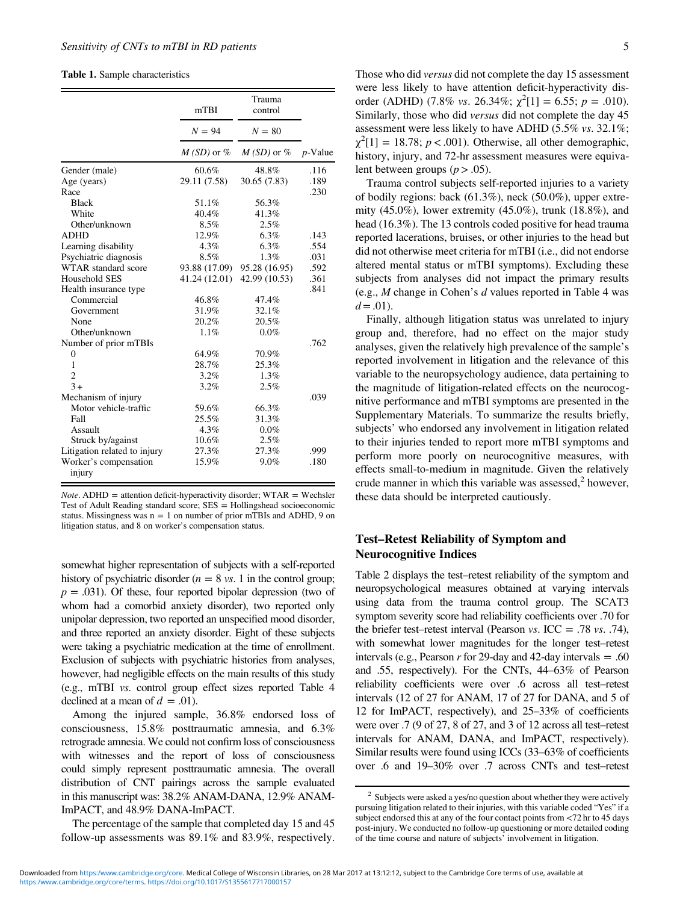**Table 1.** Sample characteristics

| | mTBI | Trauma control | |
|---|---|---|---|
| | $N = 94$ | $N = 80$ | |
| | *M* (*SD*) or % | *M* (*SD*) or % | *p*-Value |
| Gender (male) | 60.6% | 48.8% | .116 |
| Age (years) | 29.11 (7.58) | 30.65 (7.83) | .189 |
| Race | | | .230 |
| Black | 51.1% | 56.3% | |
| White | 40.4% | 41.3% | |
| Other/unknown | 8.5% | 2.5% | |
| ADHD | 12.9% | 6.3% | .143 |
| Learning disability | 4.3% | 6.3% | .554 |
| Psychiatric diagnosis | 8.5% | 1.3% | .031 |
| WTAR standard score | 93.88 (17.09) | 95.28 (16.95) | .592 |
| Household SES | 41.24 (12.01) | 42.99 (10.53) | .361 |
| Health insurance type | | | .841 |
| Commercial | 46.8% | 47.4% | |
| Government | 31.9% | 32.1% | |
| None | 20.2% | 20.5% | |
| Other/unknown | 1.1% | 0.0% | |
| Number of prior mTBIs | | | .762 |
| 0 | 64.9% | 70.9% | |
| 1 | 28.7% | 25.3% | |
| 2 | 3.2% | 1.3% | |
| 3+ | 3.2% | 2.5% | |
| Mechanism of injury | | | .039 |
| Motor vehicle-traffic | 59.6% | 66.3% | |
| Fall | 25.5% | 31.3% | |
| Assault | 4.3% | 0.0% | |
| Struck by/against | 10.6% | 2.5% | |
| Litigation related to injury | 27.3% | 27.3% | .999 |
| Worker's compensation injury | 15.9% | 9.0% | .180 |

*Note*. ADHD = attention deficit-hyperactivity disorder; WTAR = Wechsler Test of Adult Reading standard score; SES = Hollingshead socioeconomic status. Missingness was n = 1 on number of prior mTBIs and ADHD, 9 on litigation status, and 8 on worker's compensation status.

somewhat higher representation of subjects with a self-reported history of psychiatric disorder ($n = 8$ *vs*. 1 in the control group; $p = .031$). Of these, four reported bipolar depression (two of whom had a comorbid anxiety disorder), two reported only unipolar depression, two reported an unspecified mood disorder, and three reported an anxiety disorder. Eight of these subjects were taking a psychiatric medication at the time of enrollment. Exclusion of subjects with psychiatric histories from analyses, however, had negligible effects on the main results of this study (e.g., mTBI *vs*. control group effect sizes reported Table 4 declined at a mean of $d = .01$).

Among the injured sample, 36.8% endorsed loss of consciousness, 15.8% posttraumatic amnesia, and 6.3% retrograde amnesia. We could not confirm loss of consciousness with witnesses and the report of loss of consciousness could simply represent posttraumatic amnesia. The overall distribution of CNT pairings across the sample evaluated in this manuscript was: 38.2% ANAM-DANA, 12.9% ANAM-ImPACT, and 48.9% DANA-ImPACT.

The percentage of the sample that completed day 15 and 45 follow-up assessments was 89.1% and 83.9%, respectively. Those who did *versus* did not complete the day 15 assessment were less likely to have attention deficit-hyperactivity disorder (ADHD) (7.8% *vs*. 26.34%; $\chi^2[1] = 6.55$; $p = .010$). Similarly, those who did *versus* did not complete the day 45 assessment were less likely to have ADHD (5.5% *vs*. 32.1%; $\chi^2[1] = 18.78$; $p < .001$). Otherwise, all other demographic, history, injury, and 72-hr assessment measures were equivalent between groups ($p > .05$).

Trauma control subjects self-reported injuries to a variety of bodily regions: back (61.3%), neck (50.0%), upper extremity (45.0%), lower extremity (45.0%), trunk (18.8%), and head (16.3%). The 13 controls coded positive for head trauma reported lacerations, bruises, or other injuries to the head but did not otherwise meet criteria for mTBI (i.e., did not endorse altered mental status or mTBI symptoms). Excluding these subjects from analyses did not impact the primary results (e.g., *M* change in Cohen's *d* values reported in Table 4 was $d = .01$).

Finally, although litigation status was unrelated to injury group and, therefore, had no effect on the major study analyses, given the relatively high prevalence of the sample's reported involvement in litigation and the relevance of this variable to the neuropsychology audience, data pertaining to the magnitude of litigation-related effects on the neurocognitive performance and mTBI symptoms are presented in the Supplementary Materials. To summarize the results briefly, subjects' who endorsed any involvement in litigation related to their injuries tended to report more mTBI symptoms and perform more poorly on neurocognitive measures, with effects small-to-medium in magnitude. Given the relatively crude manner in which this variable was assessed,[2] however, these data should be interpreted cautiously.

## Test–Retest Reliability of Symptom and Neurocognitive Indices

Table 2 displays the test–retest reliability of the symptom and neuropsychological measures obtained at varying intervals using data from the trauma control group. The SCAT3 symptom severity score had reliability coefficients over .70 for the briefer test–retest interval (Pearson *vs*. ICC = .78 *vs*. .74), with somewhat lower magnitudes for the longer test–retest intervals (e.g., Pearson *r* for 29-day and 42-day intervals = .60 and .55, respectively). For the CNTs, 44–63% of Pearson reliability coefficients were over .6 across all test–retest intervals (12 of 27 for ANAM, 17 of 27 for DANA, and 5 of 12 for ImPACT, respectively), and 25–33% of coefficients were over .7 (9 of 27, 8 of 27, and 3 of 12 across all test–retest intervals for ANAM, DANA, and ImPACT, respectively). Similar results were found using ICCs (33–63% of coefficients over .6 and 19–30% over .7 across CNTs and test–retest

[2] Subjects were asked a yes/no question about whether they were actively pursuing litigation related to their injuries, with this variable coded "Yes" if a subject endorsed this at any of the four contact points from <72 hr to 45 days post-injury. We conducted no follow-up questioning or more detailed coding of the time course and nature of subjects' involvement in litigation.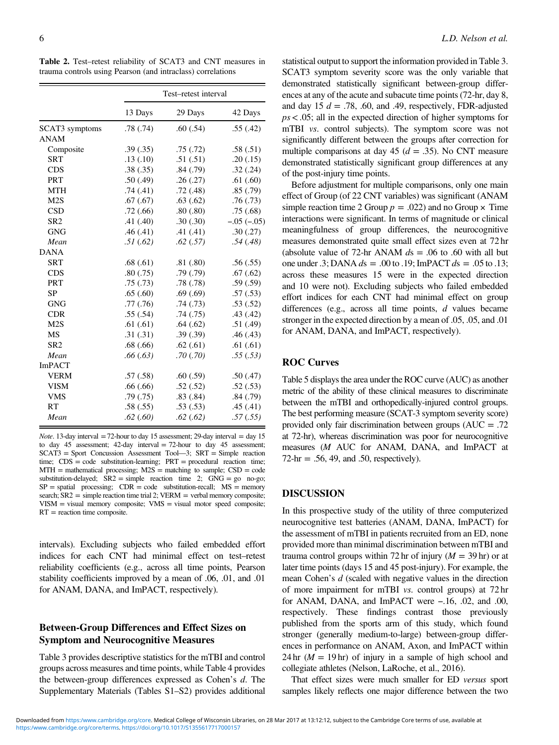**Table 2.** Test–retest reliability of SCAT3 and CNT measures in trauma controls using Pearson (and intraclass) correlations

| | Test–retest interval | | |
|---|---|---|---|
| | 13 Days | 29 Days | 42 Days |
| SCAT3 symptoms | .78 (.74) | .60 (.54) | .55 (.42) |
| ANAM | | | |
| Composite | .39 (.35) | .75 (.72) | .58 (.51) |
| SRT | .13 (.10) | .51 (.51) | .20 (.15) |
| CDS | .38 (.35) | .84 (.79) | .32 (.24) |
| PRT | .50 (.49) | .26 (.27) | .61 (.60) |
| MTH | .74 (.41) | .72 (.48) | .85 (.79) |
| M2S | .67 (.67) | .63 (.62) | .76 (.73) |
| CSD | .72 (.66) | .80 (.80) | .75 (.68) |
| SR2 | .41 (.40) | .30 (.30) | −.05 (−.05) |
| GNG | .46 (.41) | .41 (.41) | .30 (.27) |
| *Mean* | *.51 (.62)* | *.62 (.57)* | *.54 (.48)* |
| DANA | | | |
| SRT | .68 (.61) | .81 (.80) | .56 (.55) |
| CDS | .80 (.75) | .79 (.79) | .67 (.62) |
| PRT | .75 (.73) | .78 (.78) | .59 (.59) |
| SP | .65 (.60) | .69 (.69) | .57 (.53) |
| GNG | .77 (.76) | .74 (.73) | .53 (.52) |
| CDR | .55 (.54) | .74 (.75) | .43 (.42) |
| M2S | .61 (.61) | .64 (.62) | .51 (.49) |
| MS | .31 (.31) | .39 (.39) | .46 (.43) |
| SR2 | .68 (.66) | .62 (.61) | .61 (.61) |
| *Mean* | *.66 (.63)* | *.70 (.70)* | *.55 (.53)* |
| ImPACT | | | |
| VERM | .57 (.58) | .60 (.59) | .50 (.47) |
| VISM | .66 (.66) | .52 (.52) | .52 (.53) |
| VMS | .79 (.75) | .83 (.84) | .84 (.79) |
| RT | .58 (.55) | .53 (.53) | .45 (.41) |
| *Mean* | *.62 (.60)* | *.62 (.62)* | *.57 (.55)* |

*Note*. 13-day interval = 72-hour to day 15 assessment; 29-day interval = day 15 to day 45 assessment; 42-day interval = 72-hour to day 45 assessment; SCAT3 = Sport Concussion Assessment Tool—3; SRT = Simple reaction time; CDS = code substitution-learning; PRT = procedural reaction time; MTH = mathematical processing; M2S = matching to sample; CSD = code substitution-delayed; SR2 = simple reaction time 2; GNG = go no-go; SP = spatial processing; CDR = code substitution-recall; MS = memory search; SR2 = simple reaction time trial 2; VERM = verbal memory composite; VISM = visual memory composite; VMS = visual motor speed composite; RT = reaction time composite.

intervals). Excluding subjects who failed embedded effort indices for each CNT had minimal effect on test–retest reliability coefficients (e.g., across all time points, Pearson stability coefficients improved by a mean of .06, .01, and .01 for ANAM, DANA, and ImPACT, respectively).

## Between-Group Differences and Effect Sizes on Symptom and Neurocognitive Measures

Table 3 provides descriptive statistics for the mTBI and control groups across measures and time points, while Table 4 provides the between-group differences expressed as Cohen's *d*. The Supplementary Materials (Tables S1–S2) provides additional statistical output to support the information provided in Table 3. SCAT3 symptom severity score was the only variable that demonstrated statistically significant between-group differences at any of the acute and subacute time points (72-hr, day 8, and day 15 $d = .78$, .60, and .49, respectively, FDR-adjusted $ps < .05$; all in the expected direction of higher symptoms for mTBI *vs*. control subjects). The symptom score was not significantly different between the groups after correction for multiple comparisons at day 45 ($d = .35$). No CNT measure demonstrated statistically significant group differences at any of the post-injury time points.

Before adjustment for multiple comparisons, only one main effect of Group (of 22 CNT variables) was significant (ANAM simple reaction time 2 Group $p = .022$) and no Group × Time interactions were significant. In terms of magnitude or clinical meaningfulness of group differences, the neurocognitive measures demonstrated quite small effect sizes even at 72 hr (absolute value of 72-hr ANAM $ds = .06$ to .60 with all but one under .3; DANA $ds = .00$ to .19; ImPACT $ds = .05$ to .13; across these measures 15 were in the expected direction and 10 were not). Excluding subjects who failed embedded effort indices for each CNT had minimal effect on group differences (e.g., across all time points, *d* values became stronger in the expected direction by a mean of .05, .05, and .01 for ANAM, DANA, and ImPACT, respectively).

## ROC Curves

Table 5 displays the area under the ROC curve (AUC) as another metric of the ability of these clinical measures to discriminate between the mTBI and orthopedically-injured control groups. The best performing measure (SCAT-3 symptom severity score) provided only fair discrimination between groups (AUC = .72 at 72-hr), whereas discrimination was poor for neurocognitive measures (*M* AUC for ANAM, DANA, and ImPACT at 72-hr = .56, 49, and .50, respectively).

## DISCUSSION

In this prospective study of the utility of three computerized neurocognitive test batteries (ANAM, DANA, ImPACT) for the assessment of mTBI in patients recruited from an ED, none provided more than minimal discrimination between mTBI and trauma control groups within 72 hr of injury ($M = 39$ hr) or at later time points (days 15 and 45 post-injury). For example, the mean Cohen's *d* (scaled with negative values in the direction of more impairment for mTBI *vs*. control groups) at 72 hr for ANAM, DANA, and ImPACT were −.16, .02, and .00, respectively. These findings contrast those previously published from the sports arm of this study, which found stronger (generally medium-to-large) between-group differences in performance on ANAM, Axon, and ImPACT within 24 hr ($M = 19$ hr) of injury in a sample of high school and collegiate athletes (Nelson, LaRoche, et al., 2016).

That effect sizes were much smaller for ED *versus* sport samples likely reflects one major difference between the two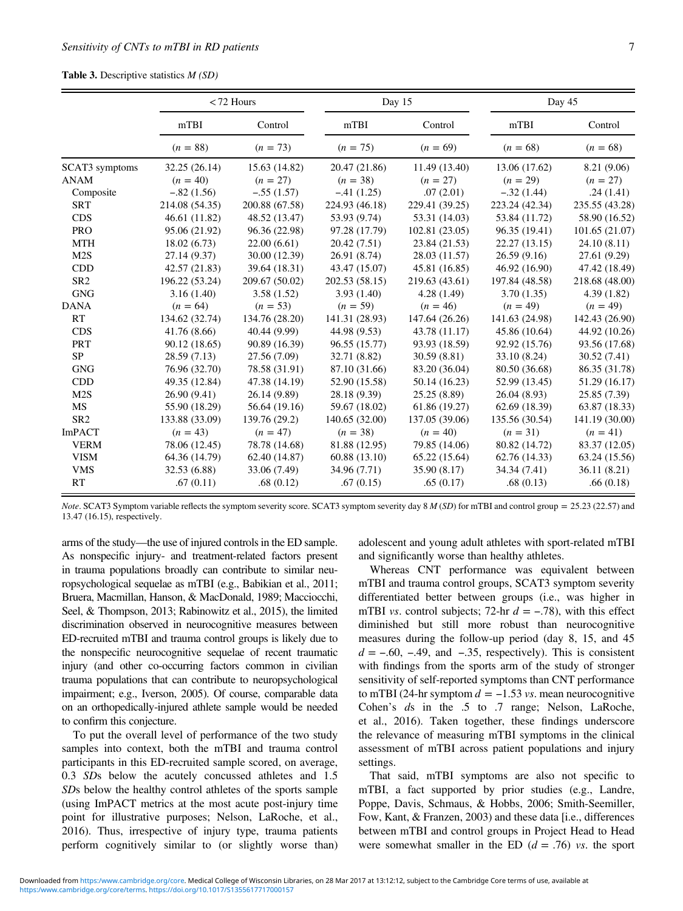**Table 3.** Descriptive statistics *M (SD)*

| | <72 Hours | | Day 15 | | Day 45 | |
|---|---|---|---|---|---|---|
| | mTBI | Control | mTBI | Control | mTBI | Control |
| | (*n* = 88) | (*n* = 73) | (*n* = 75) | (*n* = 69) | (*n* = 68) | (*n* = 68) |
| SCAT3 symptoms | 32.25 (26.14) | 15.63 (14.82) | 20.47 (21.86) | 11.49 (13.40) | 13.06 (17.62) | 8.21 (9.06) |
| ANAM | (*n* = 40) | (*n* = 27) | (*n* = 38) | (*n* = 27) | (*n* = 29) | (*n* = 27) |
| Composite | −.82 (1.56) | −.55 (1.57) | −.41 (1.25) | .07 (2.01) | −.32 (1.44) | .24 (1.41) |
| SRT | 214.08 (54.35) | 200.88 (67.58) | 224.93 (46.18) | 229.41 (39.25) | 223.24 (42.34) | 235.55 (43.28) |
| CDS | 46.61 (11.82) | 48.52 (13.47) | 53.93 (9.74) | 53.31 (14.03) | 53.84 (11.72) | 58.90 (16.52) |
| PRO | 95.06 (21.92) | 96.36 (22.98) | 97.28 (17.79) | 102.81 (23.05) | 96.35 (19.41) | 101.65 (21.07) |
| MTH | 18.02 (6.73) | 22.00 (6.61) | 20.42 (7.51) | 23.84 (21.53) | 22.27 (13.15) | 24.10 (8.11) |
| M2S | 27.14 (9.37) | 30.00 (12.39) | 26.91 (8.74) | 28.03 (11.57) | 26.59 (9.16) | 27.61 (9.29) |
| CDD | 42.57 (21.83) | 39.64 (18.31) | 43.47 (15.07) | 45.81 (16.85) | 46.92 (16.90) | 47.42 (18.49) |
| SR2 | 196.22 (53.24) | 209.67 (50.02) | 202.53 (58.15) | 219.63 (43.61) | 197.84 (48.58) | 218.68 (48.00) |
| GNG | 3.16 (1.40) | 3.58 (1.52) | 3.93 (1.40) | 4.28 (1.49) | 3.70 (1.35) | 4.39 (1.82) |
| DANA | (*n* = 64) | (*n* = 53) | (*n* = 59) | (*n* = 46) | (*n* = 49) | (*n* = 49) |
| RT | 134.62 (32.74) | 134.76 (28.20) | 141.31 (28.93) | 147.64 (26.26) | 141.63 (24.98) | 142.43 (26.90) |
| CDS | 41.76 (8.66) | 40.44 (9.99) | 44.98 (9.53) | 43.78 (11.17) | 45.86 (10.64) | 44.92 (10.26) |
| PRT | 90.12 (18.65) | 90.89 (16.39) | 96.55 (15.77) | 93.93 (18.59) | 92.92 (15.76) | 93.56 (17.68) |
| SP | 28.59 (7.13) | 27.56 (7.09) | 32.71 (8.82) | 30.59 (8.81) | 33.10 (8.24) | 30.52 (7.41) |
| GNG | 76.96 (32.70) | 78.58 (31.91) | 87.10 (31.66) | 83.20 (36.04) | 80.50 (36.68) | 86.35 (31.78) |
| CDD | 49.35 (12.84) | 47.38 (14.19) | 52.90 (15.58) | 50.14 (16.23) | 52.99 (13.45) | 51.29 (16.17) |
| M2S | 26.90 (9.41) | 26.14 (9.89) | 28.18 (9.39) | 25.25 (8.89) | 26.04 (8.93) | 25.85 (7.39) |
| MS | 55.90 (18.29) | 56.64 (19.16) | 59.67 (18.02) | 61.86 (19.27) | 62.69 (18.39) | 63.87 (18.33) |
| SR2 | 133.88 (33.09) | 139.76 (29.2) | 140.65 (32.00) | 137.05 (39.06) | 135.56 (30.54) | 141.19 (30.00) |
| ImPACT | (*n* = 43) | (*n* = 47) | (*n* = 38) | (*n* = 40) | (*n* = 31) | (*n* = 41) |
| VERM | 78.06 (12.45) | 78.78 (14.68) | 81.88 (12.95) | 79.85 (14.06) | 80.82 (14.72) | 83.37 (12.05) |
| VISM | 64.36 (14.79) | 62.40 (14.87) | 60.88 (13.10) | 65.22 (15.64) | 62.76 (14.33) | 63.24 (15.56) |
| VMS | 32.53 (6.88) | 33.06 (7.49) | 34.96 (7.71) | 35.90 (8.17) | 34.34 (7.41) | 36.11 (8.21) |
| RT | .67 (0.11) | .68 (0.12) | .67 (0.15) | .65 (0.17) | .68 (0.13) | .66 (0.18) |

*Note*. SCAT3 Symptom variable reflects the symptom severity score. SCAT3 symptom severity day 8 *M* (*SD*) for mTBI and control group = 25.23 (22.57) and 13.47 (16.15), respectively.

arms of the study—the use of injured controls in the ED sample. As nonspecific injury- and treatment-related factors present in trauma populations broadly can contribute to similar neuropsychological sequelae as mTBI (e.g., Babikian et al., 2011; Bruera, Macmillan, Hanson, & MacDonald, 1989; Macciocchi, Seel, & Thompson, 2013; Rabinowitz et al., 2015), the limited discrimination observed in neurocognitive measures between ED-recruited mTBI and trauma control groups is likely due to the nonspecific neurocognitive sequelae of recent traumatic injury (and other co-occurring factors common in civilian trauma populations that can contribute to neuropsychological impairment; e.g., Iverson, 2005). Of course, comparable data on an orthopedically-injured athlete sample would be needed to confirm this conjecture.

To put the overall level of performance of the two study samples into context, both the mTBI and trauma control participants in this ED-recruited sample scored, on average, 0.3 *SD*s below the acutely concussed athletes and 1.5 *SD*s below the healthy control athletes of the sports sample (using ImPACT metrics at the most acute post-injury time point for illustrative purposes; Nelson, LaRoche, et al., 2016). Thus, irrespective of injury type, trauma patients perform cognitively similar to (or slightly worse than) adolescent and young adult athletes with sport-related mTBI and significantly worse than healthy athletes.

Whereas CNT performance was equivalent between mTBI and trauma control groups, SCAT3 symptom severity differentiated better between groups (i.e., was higher in mTBI *vs*. control subjects; 72-hr $d = -.78$), with this effect diminished but still more robust than neurocognitive measures during the follow-up period (day 8, 15, and 45 $d = -.60$, $-.49$, and $-.35$, respectively). This is consistent with findings from the sports arm of the study of stronger sensitivity of self-reported symptoms than CNT performance to mTBI (24-hr symptom $d = -1.53$ *vs*. mean neurocognitive Cohen's *d*s in the .5 to .7 range; Nelson, LaRoche, et al., 2016). Taken together, these findings underscore the relevance of measuring mTBI symptoms in the clinical assessment of mTBI across patient populations and injury settings.

That said, mTBI symptoms are also not specific to mTBI, a fact supported by prior studies (e.g., Landre, Poppe, Davis, Schmaus, & Hobbs, 2006; Smith-Seemiller, Fow, Kant, & Franzen, 2003) and these data [i.e., differences between mTBI and control groups in Project Head to Head were somewhat smaller in the ED ($d = .76$) *vs*. the sport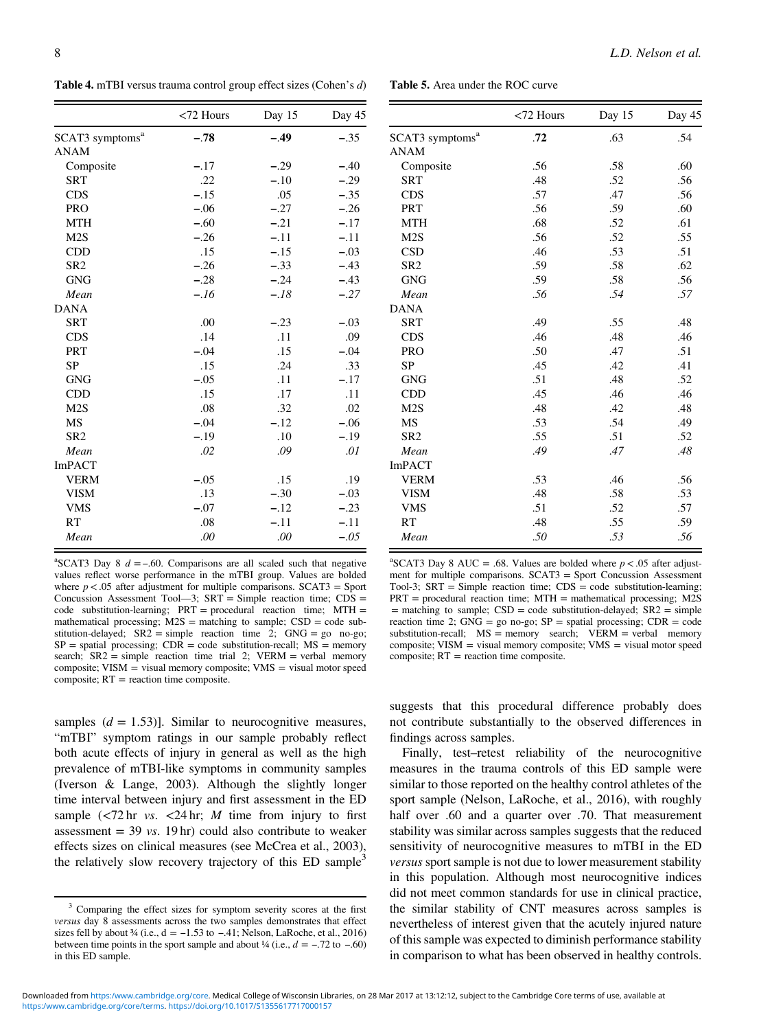**Table 4.** mTBI versus trauma control group effect sizes (Cohen's *d*)

| | <72 Hours | Day 15 | Day 45 |
|---|---|---|---|
| SCAT3 symptoms[a] | **−.78** | **−.49** | −.35 |
| ANAM | | | |
| Composite | −.17 | −.29 | −.40 |
| SRT | .22 | −.10 | −.29 |
| CDS | −.15 | .05 | −.35 |
| PRO | −.06 | −.27 | −.26 |
| MTH | −.60 | −.21 | −.17 |
| M2S | −.26 | −.11 | −.11 |
| CDD | .15 | −.15 | −.03 |
| SR2 | −.26 | −.33 | −.43 |
| GNG | −.28 | −.24 | −.43 |
| *Mean* | *−.16* | *−.18* | *−.27* |
| DANA | | | |
| SRT | .00 | −.23 | −.03 |
| CDS | .14 | .11 | .09 |
| PRT | −.04 | .15 | −.04 |
| SP | .15 | .24 | .33 |
| GNG | −.05 | .11 | −.17 |
| CDD | .15 | .17 | .11 |
| M2S | .08 | .32 | .02 |
| MS | −.04 | −.12 | −.06 |
| SR2 | −.19 | .10 | −.19 |
| *Mean* | *.02* | *.09* | *.01* |
| ImPACT | | | |
| VERM | −.05 | .15 | .19 |
| VISM | .13 | −.30 | −.03 |
| VMS | −.07 | −.12 | −.23 |
| RT | .08 | −.11 | −.11 |
| *Mean* | *.00* | *.00* | *−.05* |

[a]SCAT3 Day 8 $d = -.60$. Comparisons are all scaled such that negative values reflect worse performance in the mTBI group. Values are bolded where $p < .05$ after adjustment for multiple comparisons. SCAT3 = Sport Concussion Assessment Tool—3; SRT = Simple reaction time; CDS = code substitution-learning; PRT = procedural reaction time; MTH = mathematical processing; M2S = matching to sample; CSD = code substitution-delayed; SR2 = simple reaction time 2; GNG = go no-go; SP = spatial processing; CDR = code substitution-recall; MS = memory search; SR2 = simple reaction time trial 2; VERM = verbal memory composite; VISM = visual memory composite; VMS = visual motor speed composite; RT = reaction time composite.

**Table 5.** Area under the ROC curve

| | <72 Hours | Day 15 | Day 45 |
|---|---|---|---|
| SCAT3 symptoms[a] | **.72** | .63 | .54 |
| ANAM | | | |
| Composite | .56 | .58 | .60 |
| SRT | .48 | .52 | .56 |
| CDS | .57 | .47 | .56 |
| PRT | .56 | .59 | .60 |
| MTH | .68 | .52 | .61 |
| M2S | .56 | .52 | .55 |
| CSD | .46 | .53 | .51 |
| SR2 | .59 | .58 | .62 |
| GNG | .59 | .58 | .56 |
| *Mean* | *.56* | *.54* | *.57* |
| DANA | | | |
| SRT | .49 | .55 | .48 |
| CDS | .46 | .48 | .46 |
| PRO | .50 | .47 | .51 |
| SP | .45 | .42 | .41 |
| GNG | .51 | .48 | .52 |
| CDD | .45 | .46 | .46 |
| M2S | .48 | .42 | .48 |
| MS | .53 | .54 | .49 |
| SR2 | .55 | .51 | .52 |
| *Mean* | *.49* | *.47* | *.48* |
| ImPACT | | | |
| VERM | .53 | .46 | .56 |
| VISM | .48 | .58 | .53 |
| VMS | .51 | .52 | .57 |
| RT | .48 | .55 | .59 |
| *Mean* | *.50* | *.53* | *.56* |

[a]SCAT3 Day 8 AUC = .68. Values are bolded where $p < .05$ after adjustment for multiple comparisons. SCAT3 = Sport Concussion Assessment Tool-3; SRT = Simple reaction time; CDS = code substitution-learning; PRT = procedural reaction time; MTH = mathematical processing; M2S = matching to sample; CSD = code substitution-delayed; SR2 = simple reaction time 2; GNG = go no-go; SP = spatial processing; CDR = code substitution-recall; MS = memory search; VERM = verbal memory composite; VISM = visual memory composite; VMS = visual motor speed composite; RT = reaction time composite.

samples ($d = 1.53$)]. Similar to neurocognitive measures, "mTBI" symptom ratings in our sample probably reflect both acute effects of injury in general as well as the high prevalence of mTBI-like symptoms in community samples (Iverson & Lange, 2003). Although the slightly longer time interval between injury and first assessment in the ED sample (<72 hr *vs.* <24 hr; *M* time from injury to first assessment = 39 *vs.* 19 hr) could also contribute to weaker effects sizes on clinical measures (see McCrea et al., 2003), the relatively slow recovery trajectory of this ED sample[3] suggests that this procedural difference probably does not contribute substantially to the observed differences in findings across samples.

Finally, test–retest reliability of the neurocognitive measures in the trauma controls of this ED sample were similar to those reported on the healthy control athletes of the sport sample (Nelson, LaRoche, et al., 2016), with roughly half over .60 and a quarter over .70. That measurement stability was similar across samples suggests that the reduced sensitivity of neurocognitive measures to mTBI in the ED *versus* sport sample is not due to lower measurement stability in this population. Although most neurocognitive indices did not meet common standards for use in clinical practice, the similar stability of CNT measures across samples is nevertheless of interest given that the acutely injured nature of this sample was expected to diminish performance stability in comparison to what has been observed in healthy controls.

[3] Comparing the effect sizes for symptom severity scores at the first *versus* day 8 assessments across the two samples demonstrates that effect sizes fell by about ¾ (i.e., d = −1.53 to −.41; Nelson, LaRoche, et al., 2016) between time points in the sport sample and about ¼ (i.e., $d = -.72$ to $-.60$) in this ED sample.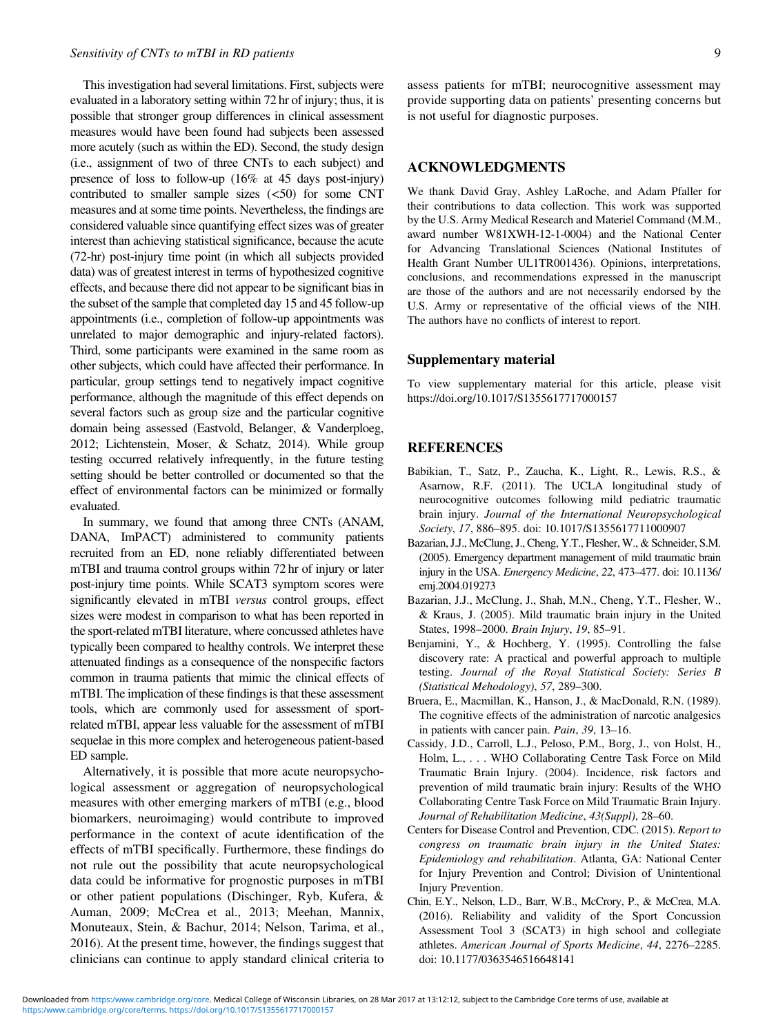This investigation had several limitations. First, subjects were evaluated in a laboratory setting within 72 hr of injury; thus, it is possible that stronger group differences in clinical assessment measures would have been found had subjects been assessed more acutely (such as within the ED). Second, the study design (i.e., assignment of two of three CNTs to each subject) and presence of loss to follow-up (16% at 45 days post-injury) contributed to smaller sample sizes (<50) for some CNT measures and at some time points. Nevertheless, the findings are considered valuable since quantifying effect sizes was of greater interest than achieving statistical significance, because the acute (72-hr) post-injury time point (in which all subjects provided data) was of greatest interest in terms of hypothesized cognitive effects, and because there did not appear to be significant bias in the subset of the sample that completed day 15 and 45 follow-up appointments (i.e., completion of follow-up appointments was unrelated to major demographic and injury-related factors). Third, some participants were examined in the same room as other subjects, which could have affected their performance. In particular, group settings tend to negatively impact cognitive performance, although the magnitude of this effect depends on several factors such as group size and the particular cognitive domain being assessed (Eastvold, Belanger, & Vanderploeg, 2012; Lichtenstein, Moser, & Schatz, 2014). While group testing occurred relatively infrequently, in the future testing setting should be better controlled or documented so that the effect of environmental factors can be minimized or formally evaluated.

In summary, we found that among three CNTs (ANAM, DANA, ImPACT) administered to community patients recruited from an ED, none reliably differentiated between mTBI and trauma control groups within 72 hr of injury or later post-injury time points. While SCAT3 symptom scores were significantly elevated in mTBI *versus* control groups, effect sizes were modest in comparison to what has been reported in the sport-related mTBI literature, where concussed athletes have typically been compared to healthy controls. We interpret these attenuated findings as a consequence of the nonspecific factors common in trauma patients that mimic the clinical effects of mTBI. The implication of these findings is that these assessment tools, which are commonly used for assessment of sport-related mTBI, appear less valuable for the assessment of mTBI sequelae in this more complex and heterogeneous patient-based ED sample.

Alternatively, it is possible that more acute neuropsychological assessment or aggregation of neuropsychological measures with other emerging markers of mTBI (e.g., blood biomarkers, neuroimaging) would contribute to improved performance in the context of acute identification of the effects of mTBI specifically. Furthermore, these findings do not rule out the possibility that acute neuropsychological data could be informative for prognostic purposes in mTBI or other patient populations (Dischinger, Ryb, Kufera, & Auman, 2009; McCrea et al., 2013; Meehan, Mannix, Monuteaux, Stein, & Bachur, 2014; Nelson, Tarima, et al., 2016). At the present time, however, the findings suggest that clinicians can continue to apply standard clinical criteria to assess patients for mTBI; neurocognitive assessment may provide supporting data on patients' presenting concerns but is not useful for diagnostic purposes.

## ACKNOWLEDGMENTS

We thank David Gray, Ashley LaRoche, and Adam Pfaller for their contributions to data collection. This work was supported by the U.S. Army Medical Research and Materiel Command (M.M., award number W81XWH-12-1-0004) and the National Center for Advancing Translational Sciences (National Institutes of Health Grant Number UL1TR001436). Opinions, interpretations, conclusions, and recommendations expressed in the manuscript are those of the authors and are not necessarily endorsed by the U.S. Army or representative of the official views of the NIH. The authors have no conflicts of interest to report.

## Supplementary material

To view supplementary material for this article, please visit https://doi.org/10.1017/S1355617717000157

## REFERENCES

Babikian, T., Satz, P., Zaucha, K., Light, R., Lewis, R.S., & Asarnow, R.F. (2011). The UCLA longitudinal study of neurocognitive outcomes following mild pediatric traumatic brain injury. *Journal of the International Neuropsychological Society*, *17*, 886–895. doi: 10.1017/S1355617711000907

Bazarian, J.J., McClung, J., Cheng, Y.T., Flesher, W., & Schneider, S.M. (2005). Emergency department management of mild traumatic brain injury in the USA. *Emergency Medicine*, *22*, 473–477. doi: 10.1136/emj.2004.019273

Bazarian, J.J., McClung, J., Shah, M.N., Cheng, Y.T., Flesher, W., & Kraus, J. (2005). Mild traumatic brain injury in the United States, 1998–2000. *Brain Injury*, *19*, 85–91.

Benjamini, Y., & Hochberg, Y. (1995). Controlling the false discovery rate: A practical and powerful approach to multiple testing. *Journal of the Royal Statistical Society: Series B (Statistical Mehodology)*, *57*, 289–300.

Bruera, E., Macmillan, K., Hanson, J., & MacDonald, R.N. (1989). The cognitive effects of the administration of narcotic analgesics in patients with cancer pain. *Pain*, *39*, 13–16.

Cassidy, J.D., Carroll, L.J., Peloso, P.M., Borg, J., von Holst, H., Holm, L., . . . WHO Collaborating Centre Task Force on Mild Traumatic Brain Injury. (2004). Incidence, risk factors and prevention of mild traumatic brain injury: Results of the WHO Collaborating Centre Task Force on Mild Traumatic Brain Injury. *Journal of Rehabilitation Medicine*, *43(Suppl)*, 28–60.

Centers for Disease Control and Prevention, CDC. (2015). *Report to congress on traumatic brain injury in the United States: Epidemiology and rehabilitation*. Atlanta, GA: National Center for Injury Prevention and Control; Division of Unintentional Injury Prevention.

Chin, E.Y., Nelson, L.D., Barr, W.B., McCrory, P., & McCrea, M.A. (2016). Reliability and validity of the Sport Concussion Assessment Tool 3 (SCAT3) in high school and collegiate athletes. *American Journal of Sports Medicine*, *44*, 2276–2285. doi: 10.1177/0363546516648141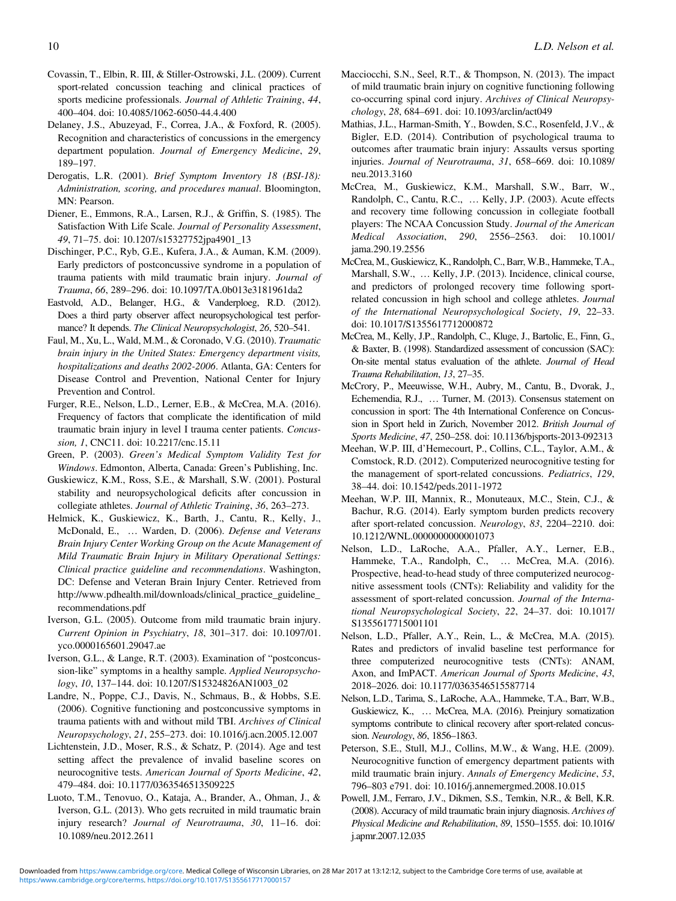Covassin, T., Elbin, R. III, & Stiller-Ostrowski, J.L. (2009). Current sport-related concussion teaching and clinical practices of sports medicine professionals. *Journal of Athletic Training*, *44*, 400–404. doi: 10.4085/1062-6050-44.4.400

Delaney, J.S., Abuzeyad, F., Correa, J.A., & Foxford, R. (2005). Recognition and characteristics of concussions in the emergency department population. *Journal of Emergency Medicine*, *29*, 189–197.

Derogatis, L.R. (2001). *Brief Symptom Inventory 18 (BSI-18): Administration, scoring, and procedures manual*. Bloomington, MN: Pearson.

Diener, E., Emmons, R.A., Larsen, R.J., & Griffin, S. (1985). The Satisfaction With Life Scale. *Journal of Personality Assessment*, *49*, 71–75. doi: 10.1207/s15327752jpa4901_13

Dischinger, P.C., Ryb, G.E., Kufera, J.A., & Auman, K.M. (2009). Early predictors of postconcussive syndrome in a population of trauma patients with mild traumatic brain injury. *Journal of Trauma*, *66*, 289–296. doi: 10.1097/TA.0b013e3181961da2

Eastvold, A.D., Belanger, H.G., & Vanderploeg, R.D. (2012). Does a third party observer affect neuropsychological test performance? It depends. *The Clinical Neuropsychologist*, *26*, 520–541.

Faul, M., Xu, L., Wald, M.M., & Coronado, V.G. (2010). *Traumatic brain injury in the United States: Emergency department visits, hospitalizations and deaths 2002-2006*. Atlanta, GA: Centers for Disease Control and Prevention, National Center for Injury Prevention and Control.

Furger, R.E., Nelson, L.D., Lerner, E.B., & McCrea, M.A. (2016). Frequency of factors that complicate the identification of mild traumatic brain injury in level I trauma center patients. *Concussion, 1*, CNC11. doi: 10.2217/cnc.15.11

Green, P. (2003). *Green's Medical Symptom Validity Test for Windows*. Edmonton, Alberta, Canada: Green's Publishing, Inc.

Guskiewicz, K.M., Ross, S.E., & Marshall, S.W. (2001). Postural stability and neuropsychological deficits after concussion in collegiate athletes. *Journal of Athletic Training*, *36*, 263–273.

Helmick, K., Guskiewicz, K., Barth, J., Cantu, R., Kelly, J., McDonald, E., … Warden, D. (2006). *Defense and Veterans Brain Injury Center Working Group on the Acute Management of Mild Traumatic Brain Injury in Military Operational Settings: Clinical practice guideline and recommendations*. Washington, DC: Defense and Veteran Brain Injury Center. Retrieved from http://www.pdhealth.mil/downloads/clinical_practice_guideline_recommendations.pdf

Iverson, G.L. (2005). Outcome from mild traumatic brain injury. *Current Opinion in Psychiatry*, *18*, 301–317. doi: 10.1097/01.yco.0000165601.29047.ae

Iverson, G.L., & Lange, R.T. (2003). Examination of "postconcussion-like" symptoms in a healthy sample. *Applied Neuropsychology*, *10*, 137–144. doi: 10.1207/S15324826AN1003_02

Landre, N., Poppe, C.J., Davis, N., Schmaus, B., & Hobbs, S.E. (2006). Cognitive functioning and postconcussive symptoms in trauma patients with and without mild TBI. *Archives of Clinical Neuropsychology*, *21*, 255–273. doi: 10.1016/j.acn.2005.12.007

Lichtenstein, J.D., Moser, R.S., & Schatz, P. (2014). Age and test setting affect the prevalence of invalid baseline scores on neurocognitive tests. *American Journal of Sports Medicine*, *42*, 479–484. doi: 10.1177/0363546513509225

Luoto, T.M., Tenovuo, O., Kataja, A., Brander, A., Ohman, J., & Iverson, G.L. (2013). Who gets recruited in mild traumatic brain injury research? *Journal of Neurotrauma*, *30*, 11–16. doi: 10.1089/neu.2012.2611

Macciocchi, S.N., Seel, R.T., & Thompson, N. (2013). The impact of mild traumatic brain injury on cognitive functioning following co-occurring spinal cord injury. *Archives of Clinical Neuropsychology*, *28*, 684–691. doi: 10.1093/arclin/act049

Mathias, J.L., Harman-Smith, Y., Bowden, S.C., Rosenfeld, J.V., & Bigler, E.D. (2014). Contribution of psychological trauma to outcomes after traumatic brain injury: Assaults versus sporting injuries. *Journal of Neurotrauma*, *31*, 658–669. doi: 10.1089/neu.2013.3160

McCrea, M., Guskiewicz, K.M., Marshall, S.W., Barr, W., Randolph, C., Cantu, R.C., … Kelly, J.P. (2003). Acute effects and recovery time following concussion in collegiate football players: The NCAA Concussion Study. *Journal of the American Medical Association*, *290*, 2556–2563. doi: 10.1001/jama.290.19.2556

McCrea, M., Guskiewicz, K., Randolph, C., Barr, W.B., Hammeke, T.A., Marshall, S.W., … Kelly, J.P. (2013). Incidence, clinical course, and predictors of prolonged recovery time following sport-related concussion in high school and college athletes. *Journal of the International Neuropsychological Society*, *19*, 22–33. doi: 10.1017/S1355617712000872

McCrea, M., Kelly, J.P., Randolph, C., Kluge, J., Bartolic, E., Finn, G., & Baxter, B. (1998). Standardized assessment of concussion (SAC): On-site mental status evaluation of the athlete. *Journal of Head Trauma Rehabilitation*, *13*, 27–35.

McCrory, P., Meeuwisse, W.H., Aubry, M., Cantu, B., Dvorak, J., Echemendia, R.J., … Turner, M. (2013). Consensus statement on concussion in sport: The 4th International Conference on Concussion in Sport held in Zurich, November 2012. *British Journal of Sports Medicine*, *47*, 250–258. doi: 10.1136/bjsports-2013-092313

Meehan, W.P. III, d'Hemecourt, P., Collins, C.L., Taylor, A.M., & Comstock, R.D. (2012). Computerized neurocognitive testing for the management of sport-related concussions. *Pediatrics*, *129*, 38–44. doi: 10.1542/peds.2011-1972

Meehan, W.P. III, Mannix, R., Monuteaux, M.C., Stein, C.J., & Bachur, R.G. (2014). Early symptom burden predicts recovery after sport-related concussion. *Neurology*, *83*, 2204–2210. doi: 10.1212/WNL.0000000000001073

Nelson, L.D., LaRoche, A.A., Pfaller, A.Y., Lerner, E.B., Hammeke, T.A., Randolph, C., … McCrea, M.A. (2016). Prospective, head-to-head study of three computerized neurocognitive assessment tools (CNTs): Reliability and validity for the assessment of sport-related concussion. *Journal of the International Neuropsychological Society*, *22*, 24–37. doi: 10.1017/S1355617715001101

Nelson, L.D., Pfaller, A.Y., Rein, L., & McCrea, M.A. (2015). Rates and predictors of invalid baseline test performance for three computerized neurocognitive tests (CNTs): ANAM, Axon, and ImPACT. *American Journal of Sports Medicine*, *43*, 2018–2026. doi: 10.1177/0363546515587714

Nelson, L.D., Tarima, S., LaRoche, A.A., Hammeke, T.A., Barr, W.B., Guskiewicz, K., … McCrea, M.A. (2016). Preinjury somatization symptoms contribute to clinical recovery after sport-related concussion. *Neurology*, *86*, 1856–1863.

Peterson, S.E., Stull, M.J., Collins, M.W., & Wang, H.E. (2009). Neurocognitive function of emergency department patients with mild traumatic brain injury. *Annals of Emergency Medicine*, *53*, 796–803 e791. doi: 10.1016/j.annemergmed.2008.10.015

Powell, J.M., Ferraro, J.V., Dikmen, S.S., Temkin, N.R., & Bell, K.R. (2008). Accuracy of mild traumatic brain injury diagnosis. *Archives of Physical Medicine and Rehabilitation*, *89*, 1550–1555. doi: 10.1016/j.apmr.2007.12.035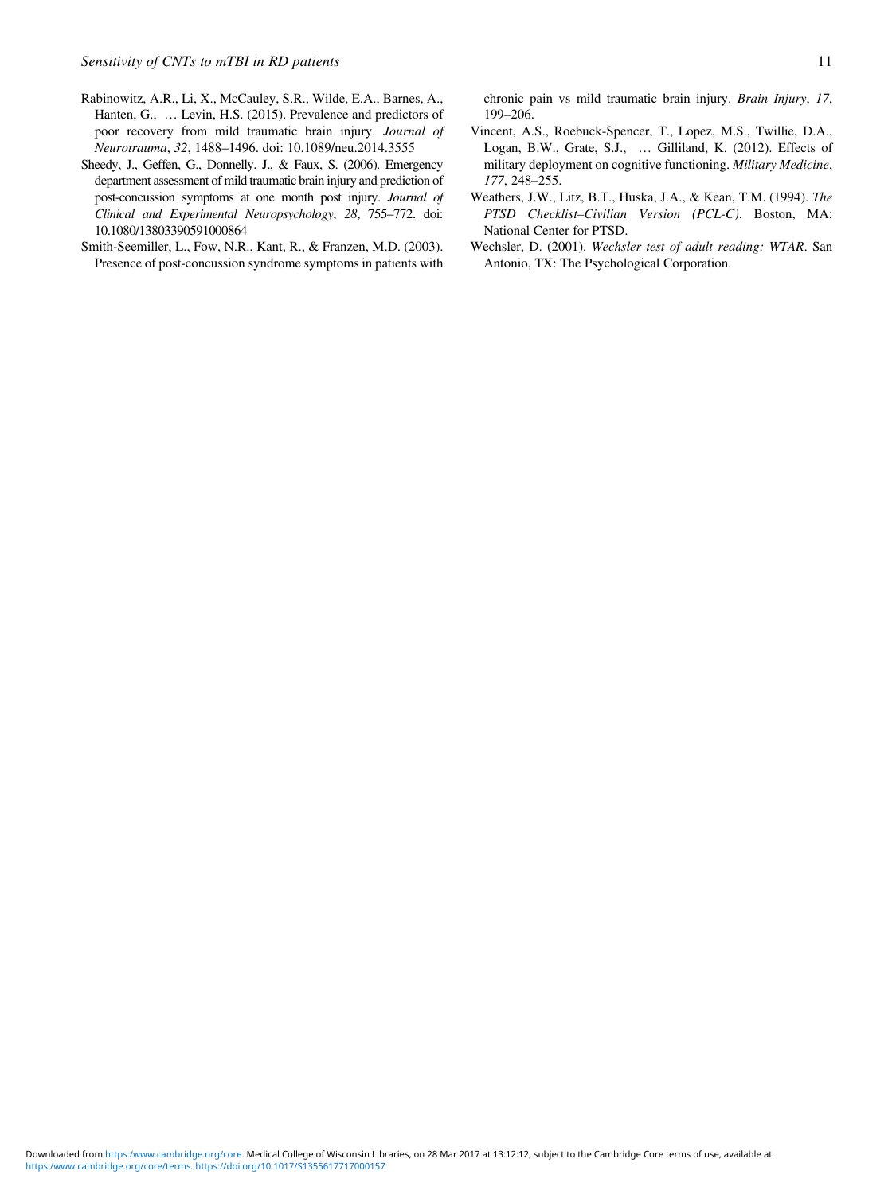Rabinowitz, A.R., Li, X., McCauley, S.R., Wilde, E.A., Barnes, A., Hanten, G., … Levin, H.S. (2015). Prevalence and predictors of poor recovery from mild traumatic brain injury. *Journal of Neurotrauma*, *32*, 1488–1496. doi: 10.1089/neu.2014.3555

Sheedy, J., Geffen, G., Donnelly, J., & Faux, S. (2006). Emergency department assessment of mild traumatic brain injury and prediction of post-concussion symptoms at one month post injury. *Journal of Clinical and Experimental Neuropsychology*, *28*, 755–772. doi: 10.1080/13803390591000864

Smith-Seemiller, L., Fow, N.R., Kant, R., & Franzen, M.D. (2003). Presence of post-concussion syndrome symptoms in patients with chronic pain vs mild traumatic brain injury. *Brain Injury*, *17*, 199–206.

Vincent, A.S., Roebuck-Spencer, T., Lopez, M.S., Twillie, D.A., Logan, B.W., Grate, S.J., … Gilliland, K. (2012). Effects of military deployment on cognitive functioning. *Military Medicine*, *177*, 248–255.

Weathers, J.W., Litz, B.T., Huska, J.A., & Kean, T.M. (1994). *The PTSD Checklist–Civilian Version (PCL-C)*. Boston, MA: National Center for PTSD.

Wechsler, D. (2001). *Wechsler test of adult reading: WTAR*. San Antonio, TX: The Psychological Corporation.